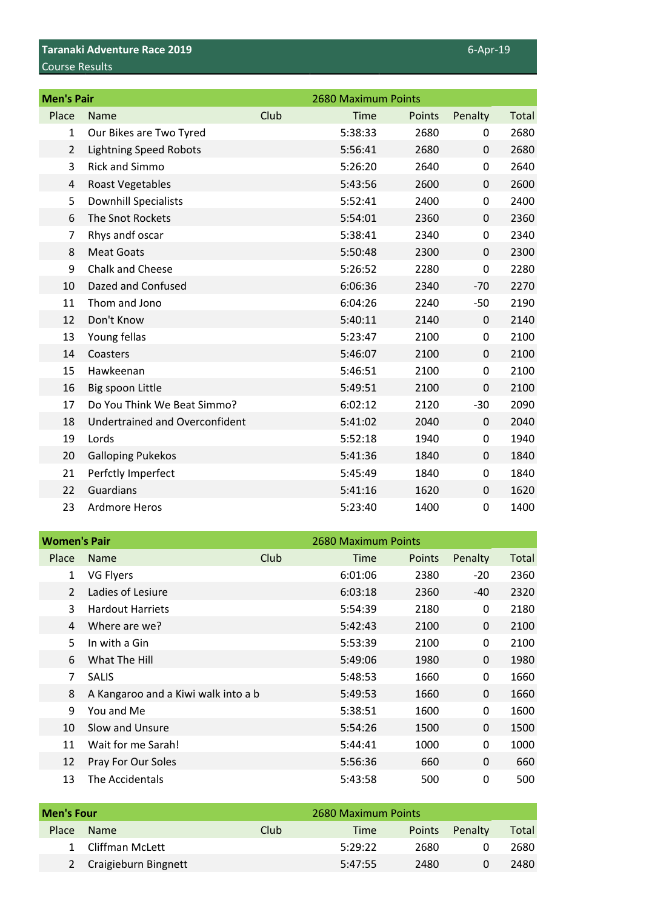# Taranaki Adventure Race 2019

6-Apr-19

Course Results

## Men's Pair

2680 Maximum Points

| Place | Name | Club | Time | Points | Penalty | Total |
|---|---|---|---|---|---|---|
| 1 | Our Bikes are Two Tyred | | 5:38:33 | 2680 | 0 | 2680 |
| 2 | Lightning Speed Robots | | 5:56:41 | 2680 | 0 | 2680 |
| 3 | Rick and Simmo | | 5:26:20 | 2640 | 0 | 2640 |
| 4 | Roast Vegetables | | 5:43:56 | 2600 | 0 | 2600 |
| 5 | Downhill Specialists | | 5:52:41 | 2400 | 0 | 2400 |
| 6 | The Snot Rockets | | 5:54:01 | 2360 | 0 | 2360 |
| 7 | Rhys andf oscar | | 5:38:41 | 2340 | 0 | 2340 |
| 8 | Meat Goats | | 5:50:48 | 2300 | 0 | 2300 |
| 9 | Chalk and Cheese | | 5:26:52 | 2280 | 0 | 2280 |
| 10 | Dazed and Confused | | 6:06:36 | 2340 | -70 | 2270 |
| 11 | Thom and Jono | | 6:04:26 | 2240 | -50 | 2190 |
| 12 | Don't Know | | 5:40:11 | 2140 | 0 | 2140 |
| 13 | Young fellas | | 5:23:47 | 2100 | 0 | 2100 |
| 14 | Coasters | | 5:46:07 | 2100 | 0 | 2100 |
| 15 | Hawkeenan | | 5:46:51 | 2100 | 0 | 2100 |
| 16 | Big spoon Little | | 5:49:51 | 2100 | 0 | 2100 |
| 17 | Do You Think We Beat Simmo? | | 6:02:12 | 2120 | -30 | 2090 |
| 18 | Undertrained and Overconfident | | 5:41:02 | 2040 | 0 | 2040 |
| 19 | Lords | | 5:52:18 | 1940 | 0 | 1940 |
| 20 | Galloping Pukekos | | 5:41:36 | 1840 | 0 | 1840 |
| 21 | Perfctly Imperfect | | 5:45:49 | 1840 | 0 | 1840 |
| 22 | Guardians | | 5:41:16 | 1620 | 0 | 1620 |
| 23 | Ardmore Heros | | 5:23:40 | 1400 | 0 | 1400 |

## Women's Pair

2680 Maximum Points

| Place | Name | Club | Time | Points | Penalty | Total |
|---|---|---|---|---|---|---|
| 1 | VG Flyers | | 6:01:06 | 2380 | -20 | 2360 |
| 2 | Ladies of Lesiure | | 6:03:18 | 2360 | -40 | 2320 |
| 3 | Hardout Harriets | | 5:54:39 | 2180 | 0 | 2180 |
| 4 | Where are we? | | 5:42:43 | 2100 | 0 | 2100 |
| 5 | In with a Gin | | 5:53:39 | 2100 | 0 | 2100 |
| 6 | What The Hill | | 5:49:06 | 1980 | 0 | 1980 |
| 7 | SALIS | | 5:48:53 | 1660 | 0 | 1660 |
| 8 | A Kangaroo and a Kiwi walk into a b | | 5:49:53 | 1660 | 0 | 1660 |
| 9 | You and Me | | 5:38:51 | 1600 | 0 | 1600 |
| 10 | Slow and Unsure | | 5:54:26 | 1500 | 0 | 1500 |
| 11 | Wait for me Sarah! | | 5:44:41 | 1000 | 0 | 1000 |
| 12 | Pray For Our Soles | | 5:56:36 | 660 | 0 | 660 |
| 13 | The Accidentals | | 5:43:58 | 500 | 0 | 500 |

## Men's Four

2680 Maximum Points

| Place | Name | Club | Time | Points | Penalty | Total |
|---|---|---|---|---|---|---|
| 1 | Cliffman McLett | | 5:29:22 | 2680 | 0 | 2680 |
| 2 | Craigieburn Bingnett | | 5:47:55 | 2480 | 0 | 2480 |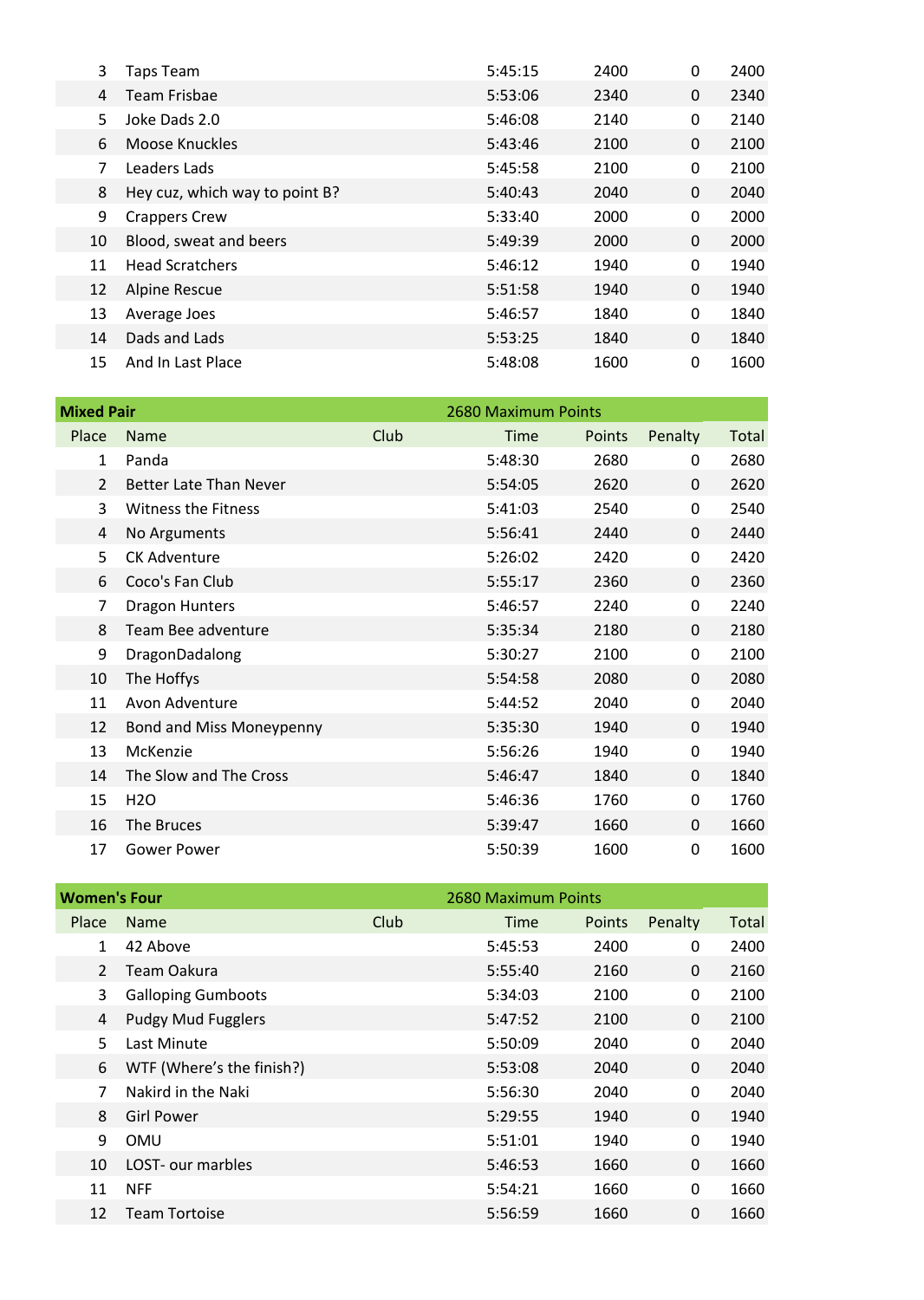| Place | Name | Club | Time | Points | Penalty | Total |
|---|---|---|---|---|---|---|
| 3 | Taps Team | | 5:45:15 | 2400 | 0 | 2400 |
| 4 | Team Frisbae | | 5:53:06 | 2340 | 0 | 2340 |
| 5 | Joke Dads 2.0 | | 5:46:08 | 2140 | 0 | 2140 |
| 6 | Moose Knuckles | | 5:43:46 | 2100 | 0 | 2100 |
| 7 | Leaders Lads | | 5:45:58 | 2100 | 0 | 2100 |
| 8 | Hey cuz, which way to point B? | | 5:40:43 | 2040 | 0 | 2040 |
| 9 | Crappers Crew | | 5:33:40 | 2000 | 0 | 2000 |
| 10 | Blood, sweat and beers | | 5:49:39 | 2000 | 0 | 2000 |
| 11 | Head Scratchers | | 5:46:12 | 1940 | 0 | 1940 |
| 12 | Alpine Rescue | | 5:51:58 | 1940 | 0 | 1940 |
| 13 | Average Joes | | 5:46:57 | 1840 | 0 | 1840 |
| 14 | Dads and Lads | | 5:53:25 | 1840 | 0 | 1840 |
| 15 | And In Last Place | | 5:48:08 | 1600 | 0 | 1600 |

**Mixed Pair** — 2680 Maximum Points

| Place | Name | Club | Time | Points | Penalty | Total |
|---|---|---|---|---|---|---|
| 1 | Panda | | 5:48:30 | 2680 | 0 | 2680 |
| 2 | Better Late Than Never | | 5:54:05 | 2620 | 0 | 2620 |
| 3 | Witness the Fitness | | 5:41:03 | 2540 | 0 | 2540 |
| 4 | No Arguments | | 5:56:41 | 2440 | 0 | 2440 |
| 5 | CK Adventure | | 5:26:02 | 2420 | 0 | 2420 |
| 6 | Coco's Fan Club | | 5:55:17 | 2360 | 0 | 2360 |
| 7 | Dragon Hunters | | 5:46:57 | 2240 | 0 | 2240 |
| 8 | Team Bee adventure | | 5:35:34 | 2180 | 0 | 2180 |
| 9 | DragonDadalong | | 5:30:27 | 2100 | 0 | 2100 |
| 10 | The Hoffys | | 5:54:58 | 2080 | 0 | 2080 |
| 11 | Avon Adventure | | 5:44:52 | 2040 | 0 | 2040 |
| 12 | Bond and Miss Moneypenny | | 5:35:30 | 1940 | 0 | 1940 |
| 13 | McKenzie | | 5:56:26 | 1940 | 0 | 1940 |
| 14 | The Slow and The Cross | | 5:46:47 | 1840 | 0 | 1840 |
| 15 | H2O | | 5:46:36 | 1760 | 0 | 1760 |
| 16 | The Bruces | | 5:39:47 | 1660 | 0 | 1660 |
| 17 | Gower Power | | 5:50:39 | 1600 | 0 | 1600 |

**Women's Four** — 2680 Maximum Points

| Place | Name | Club | Time | Points | Penalty | Total |
|---|---|---|---|---|---|---|
| 1 | 42 Above | | 5:45:53 | 2400 | 0 | 2400 |
| 2 | Team Oakura | | 5:55:40 | 2160 | 0 | 2160 |
| 3 | Galloping Gumboots | | 5:34:03 | 2100 | 0 | 2100 |
| 4 | Pudgy Mud Fugglers | | 5:47:52 | 2100 | 0 | 2100 |
| 5 | Last Minute | | 5:50:09 | 2040 | 0 | 2040 |
| 6 | WTF (Where's the finish?) | | 5:53:08 | 2040 | 0 | 2040 |
| 7 | Nakird in the Naki | | 5:56:30 | 2040 | 0 | 2040 |
| 8 | Girl Power | | 5:29:55 | 1940 | 0 | 1940 |
| 9 | OMU | | 5:51:01 | 1940 | 0 | 1940 |
| 10 | LOST- our marbles | | 5:46:53 | 1660 | 0 | 1660 |
| 11 | NFF | | 5:54:21 | 1660 | 0 | 1660 |
| 12 | Team Tortoise | | 5:56:59 | 1660 | 0 | 1660 |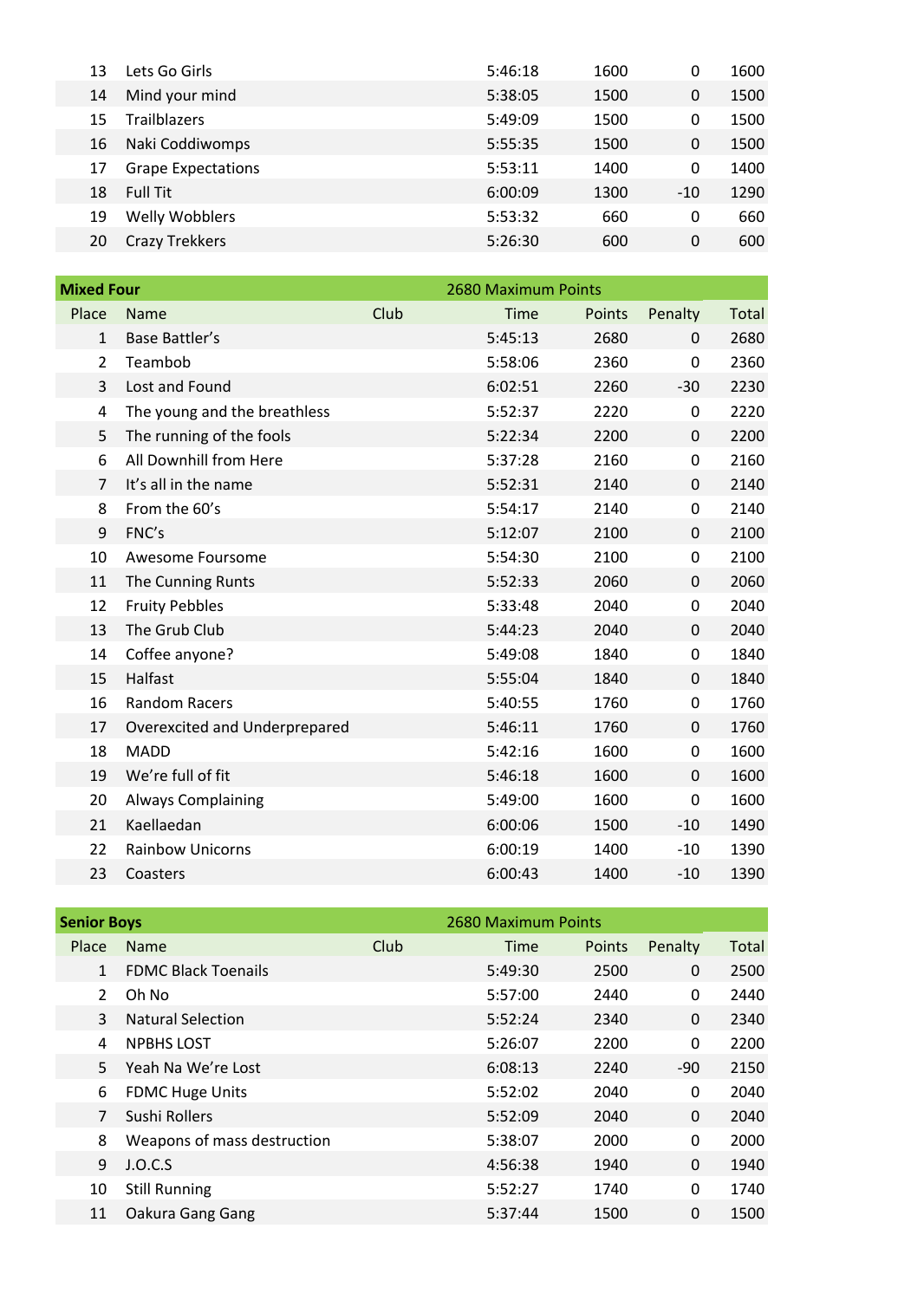| Place | Name | Club | Time | Points | Penalty | Total |
|---|---|---|---|---|---|---|
| 13 | Lets Go Girls | | 5:46:18 | 1600 | 0 | 1600 |
| 14 | Mind your mind | | 5:38:05 | 1500 | 0 | 1500 |
| 15 | Trailblazers | | 5:49:09 | 1500 | 0 | 1500 |
| 16 | Naki Coddiwomps | | 5:55:35 | 1500 | 0 | 1500 |
| 17 | Grape Expectations | | 5:53:11 | 1400 | 0 | 1400 |
| 18 | Full Tit | | 6:00:09 | 1300 | -10 | 1290 |
| 19 | Welly Wobblers | | 5:53:32 | 660 | 0 | 660 |
| 20 | Crazy Trekkers | | 5:26:30 | 600 | 0 | 600 |

## Mixed Four

2680 Maximum Points

| Place | Name | Club | Time | Points | Penalty | Total |
|---|---|---|---|---|---|---|
| 1 | Base Battler's | | 5:45:13 | 2680 | 0 | 2680 |
| 2 | Teambob | | 5:58:06 | 2360 | 0 | 2360 |
| 3 | Lost and Found | | 6:02:51 | 2260 | -30 | 2230 |
| 4 | The young and the breathless | | 5:52:37 | 2220 | 0 | 2220 |
| 5 | The running of the fools | | 5:22:34 | 2200 | 0 | 2200 |
| 6 | All Downhill from Here | | 5:37:28 | 2160 | 0 | 2160 |
| 7 | It's all in the name | | 5:52:31 | 2140 | 0 | 2140 |
| 8 | From the 60's | | 5:54:17 | 2140 | 0 | 2140 |
| 9 | FNC's | | 5:12:07 | 2100 | 0 | 2100 |
| 10 | Awesome Foursome | | 5:54:30 | 2100 | 0 | 2100 |
| 11 | The Cunning Runts | | 5:52:33 | 2060 | 0 | 2060 |
| 12 | Fruity Pebbles | | 5:33:48 | 2040 | 0 | 2040 |
| 13 | The Grub Club | | 5:44:23 | 2040 | 0 | 2040 |
| 14 | Coffee anyone? | | 5:49:08 | 1840 | 0 | 1840 |
| 15 | Halfast | | 5:55:04 | 1840 | 0 | 1840 |
| 16 | Random Racers | | 5:40:55 | 1760 | 0 | 1760 |
| 17 | Overexcited and Underprepared | | 5:46:11 | 1760 | 0 | 1760 |
| 18 | MADD | | 5:42:16 | 1600 | 0 | 1600 |
| 19 | We're full of fit | | 5:46:18 | 1600 | 0 | 1600 |
| 20 | Always Complaining | | 5:49:00 | 1600 | 0 | 1600 |
| 21 | Kaellaedan | | 6:00:06 | 1500 | -10 | 1490 |
| 22 | Rainbow Unicorns | | 6:00:19 | 1400 | -10 | 1390 |
| 23 | Coasters | | 6:00:43 | 1400 | -10 | 1390 |

## Senior Boys

2680 Maximum Points

| Place | Name | Club | Time | Points | Penalty | Total |
|---|---|---|---|---|---|---|
| 1 | FDMC Black Toenails | | 5:49:30 | 2500 | 0 | 2500 |
| 2 | Oh No | | 5:57:00 | 2440 | 0 | 2440 |
| 3 | Natural Selection | | 5:52:24 | 2340 | 0 | 2340 |
| 4 | NPBHS LOST | | 5:26:07 | 2200 | 0 | 2200 |
| 5 | Yeah Na We're Lost | | 6:08:13 | 2240 | -90 | 2150 |
| 6 | FDMC Huge Units | | 5:52:02 | 2040 | 0 | 2040 |
| 7 | Sushi Rollers | | 5:52:09 | 2040 | 0 | 2040 |
| 8 | Weapons of mass destruction | | 5:38:07 | 2000 | 0 | 2000 |
| 9 | J.O.C.S | | 4:56:38 | 1940 | 0 | 1940 |
| 10 | Still Running | | 5:52:27 | 1740 | 0 | 1740 |
| 11 | Oakura Gang Gang | | 5:37:44 | 1500 | 0 | 1500 |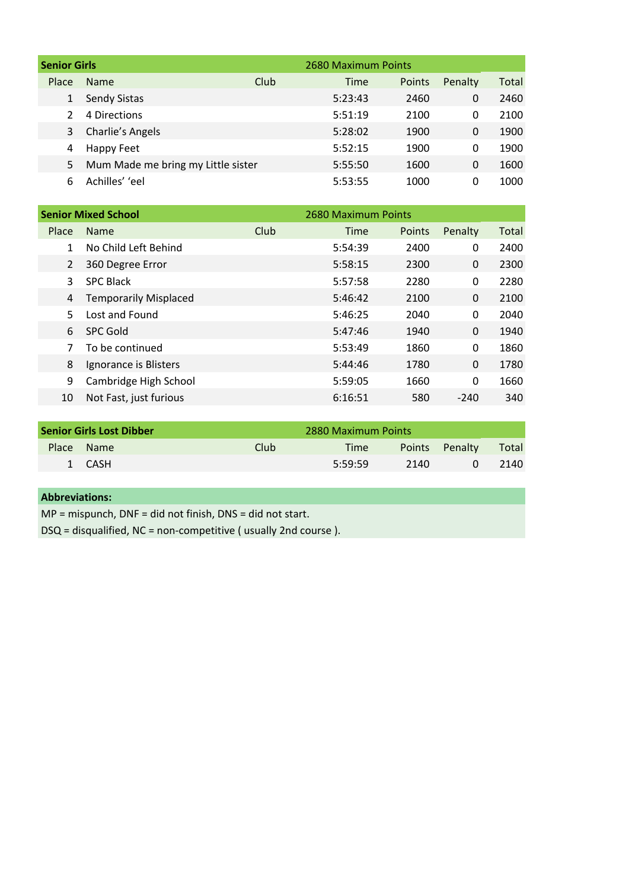| Senior Girls | | | 2680 Maximum Points | | | |
|---|---|---|---|---|---|---|
| Place | Name | Club | Time | Points | Penalty | Total |
| 1 | Sendy Sistas | | 5:23:43 | 2460 | 0 | 2460 |
| 2 | 4 Directions | | 5:51:19 | 2100 | 0 | 2100 |
| 3 | Charlie's Angels | | 5:28:02 | 1900 | 0 | 1900 |
| 4 | Happy Feet | | 5:52:15 | 1900 | 0 | 1900 |
| 5 | Mum Made me bring my Little sister | | 5:55:50 | 1600 | 0 | 1600 |
| 6 | Achilles' 'eel | | 5:53:55 | 1000 | 0 | 1000 |

| Senior Mixed School | | | 2680 Maximum Points | | | |
|---|---|---|---|---|---|---|
| Place | Name | Club | Time | Points | Penalty | Total |
| 1 | No Child Left Behind | | 5:54:39 | 2400 | 0 | 2400 |
| 2 | 360 Degree Error | | 5:58:15 | 2300 | 0 | 2300 |
| 3 | SPC Black | | 5:57:58 | 2280 | 0 | 2280 |
| 4 | Temporarily Misplaced | | 5:46:42 | 2100 | 0 | 2100 |
| 5 | Lost and Found | | 5:46:25 | 2040 | 0 | 2040 |
| 6 | SPC Gold | | 5:47:46 | 1940 | 0 | 1940 |
| 7 | To be continued | | 5:53:49 | 1860 | 0 | 1860 |
| 8 | Ignorance is Blisters | | 5:44:46 | 1780 | 0 | 1780 |
| 9 | Cambridge High School | | 5:59:05 | 1660 | 0 | 1660 |
| 10 | Not Fast, just furious | | 6:16:51 | 580 | -240 | 340 |

| Senior Girls Lost Dibber | | | 2880 Maximum Points | | | |
|---|---|---|---|---|---|---|
| Place | Name | Club | Time | Points | Penalty | Total |
| 1 | CASH | | 5:59:59 | 2140 | 0 | 2140 |

**Abbreviations:**

MP = mispunch, DNF = did not finish, DNS = did not start.

DSQ = disqualified, NC = non-competitive ( usually 2nd course ).